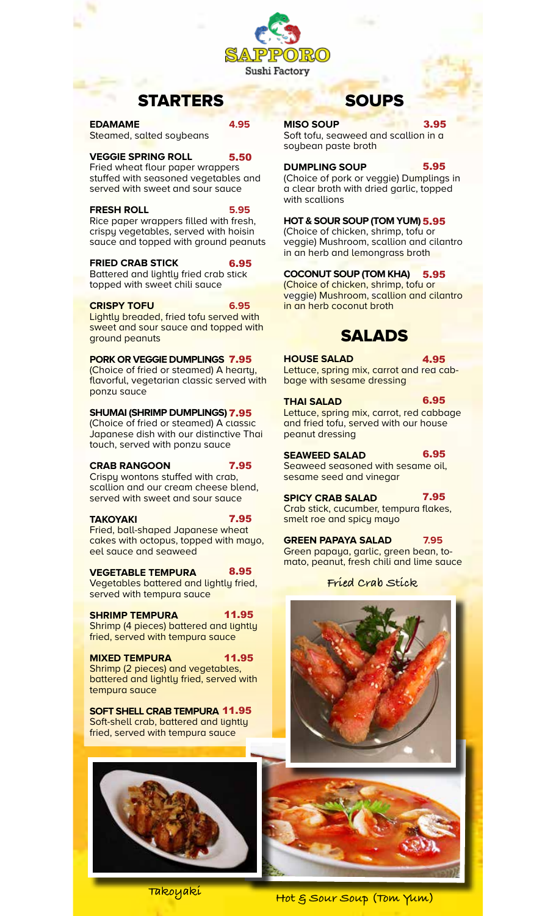# SAPPORO

Sushi Factory

## STARTERS

**EDAMAME** 4.95
Steamed, salted soybeans

**VEGGIE SPRING ROLL** 5.50
Fried wheat flour paper wrappers stuffed with seasoned vegetables and served with sweet and sour sauce

**FRESH ROLL** 5.95
Rice paper wrappers filled with fresh, crispy vegetables, served with hoisin sauce and topped with ground peanuts

**FRIED CRAB STICK** 6.95
Battered and lightly fried crab stick topped with sweet chili sauce

**CRISPY TOFU** 6.95
Lightly breaded, fried tofu served with sweet and sour sauce and topped with ground peanuts

**PORK OR VEGGIE DUMPLINGS** 7.95
(Choice of fried or steamed) A hearty, flavorful, vegetarian classic served with ponzu sauce

**SHUMAI (SHRIMP DUMPLINGS)** 7.95
(Choice of fried or steamed) A classic Japanese dish with our distinctive Thai touch, served with ponzu sauce

**CRAB RANGOON** 7.95
Crispy wontons stuffed with crab, scallion and our cream cheese blend, served with sweet and sour sauce

**TAKOYAKI** 7.95
Fried, ball-shaped Japanese wheat cakes with octopus, topped with mayo, eel sauce and seaweed

**VEGETABLE TEMPURA** 8.95
Vegetables battered and lightly fried, served with tempura sauce

**SHRIMP TEMPURA** 11.95
Shrimp (4 pieces) battered and lightly fried, served with tempura sauce

**MIXED TEMPURA** 11.95
Shrimp (2 pieces) and vegetables, battered and lightly fried, served with tempura sauce

**SOFT SHELL CRAB TEMPURA** 11.95
Soft-shell crab, battered and lightly fried, served with tempura sauce

## SOUPS

**MISO SOUP** 3.95
Soft tofu, seaweed and scallion in a soybean paste broth

**DUMPLING SOUP** 5.95
(Choice of pork or veggie) Dumplings in a clear broth with dried garlic, topped with scallions

**HOT & SOUR SOUP (TOM YUM)** 5.95
(Choice of chicken, shrimp, tofu or veggie) Mushroom, scallion and cilantro in an herb and lemongrass broth

**COCONUT SOUP (TOM KHA)** 5.95
(Choice of chicken, shrimp, tofu or veggie) Mushroom, scallion and cilantro in an herb coconut broth

## SALADS

**HOUSE SALAD** 4.95
Lettuce, spring mix, carrot and red cabbage with sesame dressing

**THAI SALAD** 6.95
Lettuce, spring mix, carrot, red cabbage and fried tofu, served with our house peanut dressing

**SEAWEED SALAD** 6.95
Seaweed seasoned with sesame oil, sesame seed and vinegar

**SPICY CRAB SALAD** 7.95
Crab stick, cucumber, tempura flakes, smelt roe and spicy mayo

**GREEN PAPAYA SALAD** 7.95
Green papaya, garlic, green bean, tomato, peanut, fresh chili and lime sauce

Fried Crab Stick

Takoyaki

Hot & Sour Soup (Tom Yum)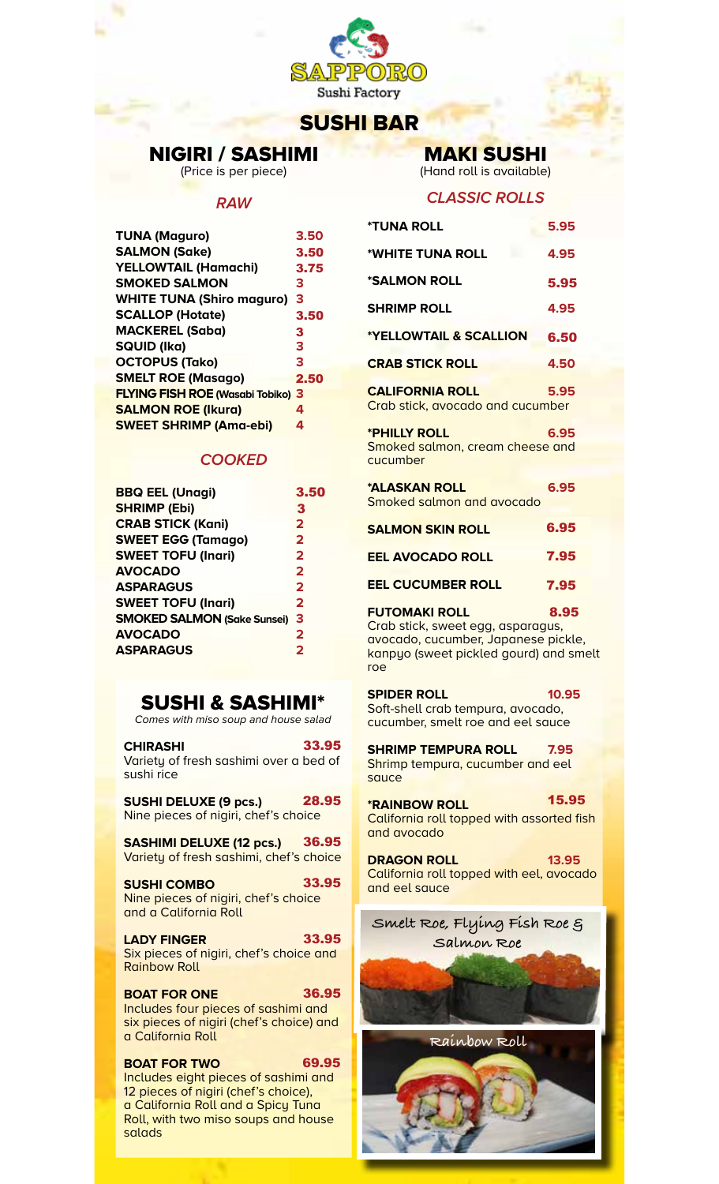SAPPORO

Sushi Factory

# SUSHI BAR

## NIGIRI / SASHIMI

(Price is per piece)

### *RAW*

| | |
|---|---|
| **TUNA (Maguro)** | 3.50 |
| **SALMON (Sake)** | 3.50 |
| **YELLOWTAIL (Hamachi)** | 3.75 |
| **SMOKED SALMON** | 3 |
| **WHITE TUNA (Shiro maguro)** | 3 |
| **SCALLOP (Hotate)** | 3.50 |
| **MACKEREL (Saba)** | 3 |
| **SQUID (Ika)** | 3 |
| **OCTOPUS (Tako)** | 3 |
| **SMELT ROE (Masago)** | 2.50 |
| **FLYING FISH ROE (Wasabi Tobiko)** | 3 |
| **SALMON ROE (Ikura)** | 4 |
| **SWEET SHRIMP (Ama-ebi)** | 4 |

### *COOKED*

| | |
|---|---|
| **BBQ EEL (Unagi)** | 3.50 |
| **SHRIMP (Ebi)** | 3 |
| **CRAB STICK (Kani)** | 2 |
| **SWEET EGG (Tamago)** | 2 |
| **SWEET TOFU (Inari)** | 2 |
| **AVOCADO** | 2 |
| **ASPARAGUS** | 2 |
| **SWEET TOFU (Inari)** | 2 |
| **SMOKED SALMON (Sake Sunsei)** | 3 |
| **AVOCADO** | 2 |
| **ASPARAGUS** | 2 |

## SUSHI & SASHIMI*

*Comes with miso soup and house salad*

**CHIRASHI** 33.95
Variety of fresh sashimi over a bed of sushi rice

**SUSHI DELUXE (9 pcs.)** 28.95
Nine pieces of nigiri, chef's choice

**SASHIMI DELUXE (12 pcs.)** 36.95
Variety of fresh sashimi, chef's choice

**SUSHI COMBO** 33.95
Nine pieces of nigiri, chef's choice and a California Roll

**LADY FINGER** 33.95
Six pieces of nigiri, chef's choice and Rainbow Roll

**BOAT FOR ONE** 36.95
Includes four pieces of sashimi and six pieces of nigiri (chef's choice) and a California Roll

**BOAT FOR TWO** 69.95
Includes eight pieces of sashimi and 12 pieces of nigiri (chef's choice), a California Roll and a Spicy Tuna Roll, with two miso soups and house salads

## MAKI SUSHI

(Hand roll is available)

### *CLASSIC ROLLS*

**\*TUNA ROLL** 5.95

**\*WHITE TUNA ROLL** 4.95

**\*SALMON ROLL** 5.95

**SHRIMP ROLL** 4.95

**\*YELLOWTAIL & SCALLION** 6.50

**CRAB STICK ROLL** 4.50

**CALIFORNIA ROLL** 5.95
Crab stick, avocado and cucumber

**\*PHILLY ROLL** 6.95
Smoked salmon, cream cheese and cucumber

**\*ALASKAN ROLL** 6.95
Smoked salmon and avocado

**SALMON SKIN ROLL** 6.95

**EEL AVOCADO ROLL** 7.95

**EEL CUCUMBER ROLL** 7.95

**FUTOMAKI ROLL** 8.95
Crab stick, sweet egg, asparagus, avocado, cucumber, Japanese pickle, kanpyo (sweet pickled gourd) and smelt roe

**SPIDER ROLL** 10.95
Soft-shell crab tempura, avocado, cucumber, smelt roe and eel sauce

**SHRIMP TEMPURA ROLL** 7.95
Shrimp tempura, cucumber and eel sauce

**\*RAINBOW ROLL** 15.95
California roll topped with assorted fish and avocado

**DRAGON ROLL** 13.95
California roll topped with eel, avocado and eel sauce

Smelt Roe, Flying Fish Roe & Salmon Roe

Rainbow Roll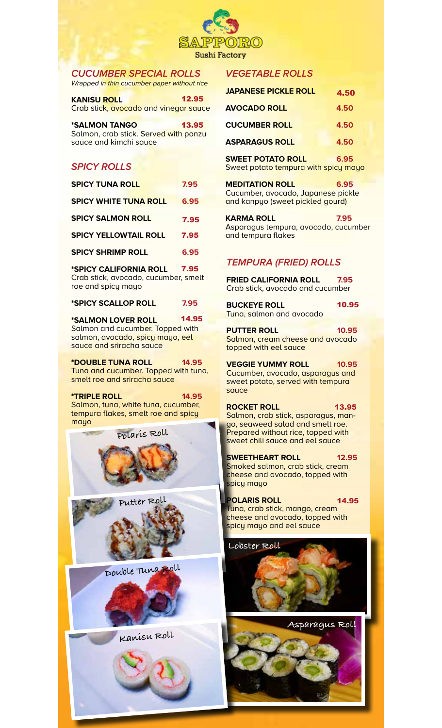# SAPPORO
Sushi Factory

## *CUCUMBER SPECIAL ROLLS*
*Wrapped in thin cucumber paper without rice*

**KANISU ROLL** 12.95
Crab stick, avocado and vinegar sauce

**\*SALMON TANGO** 13.95
Salmon, crab stick. Served with ponzu sauce and kimchi sauce

## *SPICY ROLLS*

**SPICY TUNA ROLL** 7.95

**SPICY WHITE TUNA ROLL** 6.95

**SPICY SALMON ROLL** 7.95

**SPICY YELLOWTAIL ROLL** 7.95

**SPICY SHRIMP ROLL** 6.95

**\*SPICY CALIFORNIA ROLL** 7.95
Crab stick, avocado, cucumber, smelt roe and spicy mayo

**\*SPICY SCALLOP ROLL** 7.95

**\*SALMON LOVER ROLL** 14.95
Salmon and cucumber. Topped with salmon, avocado, spicy mayo, eel sauce and sriracha sauce

**\*DOUBLE TUNA ROLL** 14.95
Tuna and cucumber. Topped with tuna, smelt roe and sriracha sauce

**\*TRIPLE ROLL** 14.95
Salmon, tuna, white tuna, cucumber, tempura flakes, smelt roe and spicy mayo

Polaris Roll

Putter Roll

Double Tuna Roll

Kanisu Roll

## *VEGETABLE ROLLS*

**JAPANESE PICKLE ROLL** 4.50

**AVOCADO ROLL** 4.50

**CUCUMBER ROLL** 4.50

**ASPARAGUS ROLL** 4.50

**SWEET POTATO ROLL** 6.95
Sweet potato tempura with spicy mayo

**MEDITATION ROLL** 6.95
Cucumber, avocado, Japanese pickle and kanpyo (sweet pickled gourd)

**KARMA ROLL** 7.95
Asparagus tempura, avocado, cucumber and tempura flakes

## *TEMPURA (FRIED) ROLLS*

**FRIED CALIFORNIA ROLL** 7.95
Crab stick, avocado and cucumber

**BUCKEYE ROLL** 10.95
Tuna, salmon and avocado

**PUTTER ROLL** 10.95
Salmon, cream cheese and avocado topped with eel sauce

**VEGGIE YUMMY ROLL** 10.95
Cucumber, avocado, asparagus and sweet potato, served with tempura sauce

**ROCKET ROLL** 13.95
Salmon, crab stick, asparagus, mango, seaweed salad and smelt roe. Prepared without rice, topped with sweet chili sauce and eel sauce

**SWEETHEART ROLL** 12.95
Smoked salmon, crab stick, cream cheese and avocado, topped with spicy mayo

**POLARIS ROLL** 14.95
Tuna, crab stick, mango, cream cheese and avocado, topped with spicy mayo and eel sauce

Lobster Roll

Asparagus Roll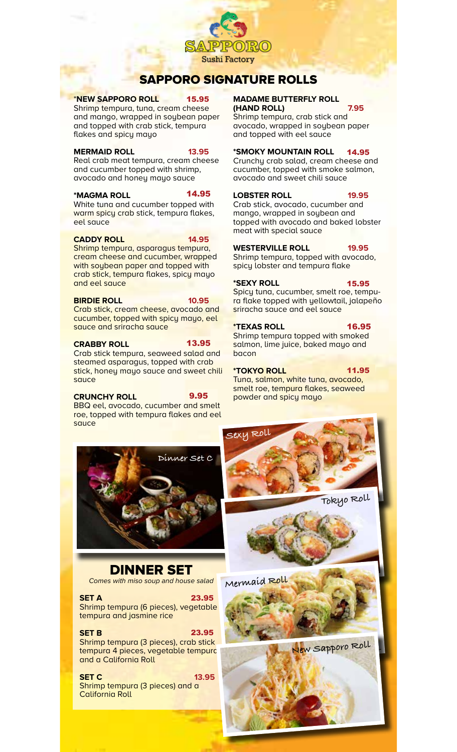SAPPORO
Sushi Factory

## SAPPORO SIGNATURE ROLLS

**\*NEW SAPPORO ROLL** 15.95
Shrimp tempura, tuna, cream cheese and mango, wrapped in soybean paper and topped with crab stick, tempura flakes and spicy mayo

**MERMAID ROLL** 13.95
Real crab meat tempura, cream cheese and cucumber topped with shrimp, avocado and honey mayo sauce

**\*MAGMA ROLL** 14.95
White tuna and cucumber topped with warm spicy crab stick, tempura flakes, eel sauce

**CADDY ROLL** 14.95
Shrimp tempura, asparagus tempura, cream cheese and cucumber, wrapped with soybean paper and topped with crab stick, tempura flakes, spicy mayo and eel sauce

**BIRDIE ROLL** 10.95
Crab stick, cream cheese, avocado and cucumber, topped with spicy mayo, eel sauce and sriracha sauce

**CRABBY ROLL** 13.95
Crab stick tempura, seaweed salad and steamed asparagus, topped with crab stick, honey mayo sauce and sweet chili sauce

**CRUNCHY ROLL** 9.95
BBQ eel, avocado, cucumber and smelt roe, topped with tempura flakes and eel sauce

**MADAME BUTTERFLY ROLL (HAND ROLL)** 7.95
Shrimp tempura, crab stick and avocado, wrapped in soybean paper and topped with eel sauce

**\*SMOKY MOUNTAIN ROLL** 14.95
Crunchy crab salad, cream cheese and cucumber, topped with smoke salmon, avocado and sweet chili sauce

**LOBSTER ROLL** 19.95
Crab stick, avocado, cucumber and mango, wrapped in soybean and topped with avocado and baked lobster meat with special sauce

**WESTERVILLE ROLL** 19.95
Shrimp tempura, topped with avocado, spicy lobster and tempura flake

**\*SEXY ROLL** 15.95
Spicy tuna, cucumber, smelt roe, tempura flake topped with yellowtail, jalapeño sriracha sauce and eel sauce

**\*TEXAS ROLL** 16.95
Shrimp tempura topped with smoked salmon, lime juice, baked mayo and bacon

**\*TOKYO ROLL** 11.95
Tuna, salmon, white tuna, avocado, smelt roe, tempura flakes, seaweed powder and spicy mayo

Dinner Set C

Sexy Roll

Tokyo Roll

Mermaid Roll

New Sapporo Roll

## DINNER SET

*Comes with miso soup and house salad*

**SET A** 23.95
Shrimp tempura (6 pieces), vegetable tempura and jasmine rice

**SET B** 23.95
Shrimp tempura (3 pieces), crab stick tempura 4 pieces, vegetable tempura and a California Roll

**SET C** 13.95
Shrimp tempura (3 pieces) and a California Roll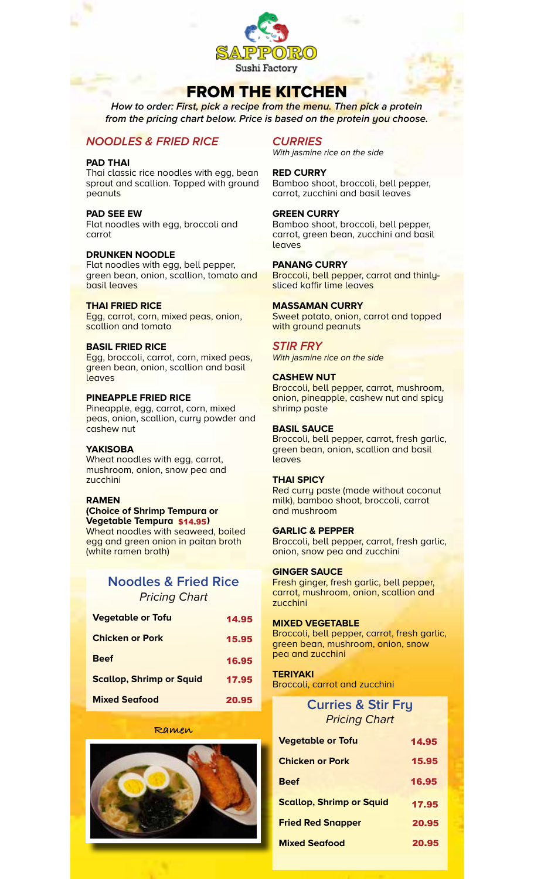SAPPORO
Sushi Factory

# FROM THE KITCHEN

***How to order:** First, pick a recipe from the menu. Then pick a protein from the pricing chart below. Price is based on the protein you choose.*

## *NOODLES & FRIED RICE*

**PAD THAI**
Thai classic rice noodles with egg, bean sprout and scallion. Topped with ground peanuts

**PAD SEE EW**
Flat noodles with egg, broccoli and carrot

**DRUNKEN NOODLE**
Flat noodles with egg, bell pepper, green bean, onion, scallion, tomato and basil leaves

**THAI FRIED RICE**
Egg, carrot, corn, mixed peas, onion, scallion and tomato

**BASIL FRIED RICE**
Egg, broccoli, carrot, corn, mixed peas, green bean, onion, scallion and basil leaves

**PINEAPPLE FRIED RICE**
Pineapple, egg, carrot, corn, mixed peas, onion, scallion, curry powder and cashew nut

**YAKISOBA**
Wheat noodles with egg, carrot, mushroom, onion, snow pea and zucchini

**RAMEN**
**(Choice of Shrimp Tempura or Vegetable Tempura $14.95)**
Wheat noodles with seaweed, boiled egg and green onion in paitan broth (white ramen broth)

### Noodles & Fried Rice
*Pricing Chart*

| Protein | Price |
|---|---|
| Vegetable or Tofu | 14.95 |
| Chicken or Pork | 15.95 |
| Beef | 16.95 |
| Scallop, Shrimp or Squid | 17.95 |
| Mixed Seafood | 20.95 |

Ramen

## *CURRIES*
*With jasmine rice on the side*

**RED CURRY**
Bamboo shoot, broccoli, bell pepper, carrot, zucchini and basil leaves

**GREEN CURRY**
Bamboo shoot, broccoli, bell pepper, carrot, green bean, zucchini and basil leaves

**PANANG CURRY**
Broccoli, bell pepper, carrot and thinly-sliced kaffir lime leaves

**MASSAMAN CURRY**
Sweet potato, onion, carrot and topped with ground peanuts

## *STIR FRY*
*With jasmine rice on the side*

**CASHEW NUT**
Broccoli, bell pepper, carrot, mushroom, onion, pineapple, cashew nut and spicy shrimp paste

**BASIL SAUCE**
Broccoli, bell pepper, carrot, fresh garlic, green bean, onion, scallion and basil leaves

**THAI SPICY**
Red curry paste (made without coconut milk), bamboo shoot, broccoli, carrot and mushroom

**GARLIC & PEPPER**
Broccoli, bell pepper, carrot, fresh garlic, onion, snow pea and zucchini

**GINGER SAUCE**
Fresh ginger, fresh garlic, bell pepper, carrot, mushroom, onion, scallion and zucchini

**MIXED VEGETABLE**
Broccoli, bell pepper, carrot, fresh garlic, green bean, mushroom, onion, snow pea and zucchini

**TERIYAKI**
Broccoli, carrot and zucchini

### Curries & Stir Fry
*Pricing Chart*

| Protein | Price |
|---|---|
| Vegetable or Tofu | 14.95 |
| Chicken or Pork | 15.95 |
| Beef | 16.95 |
| Scallop, Shrimp or Squid | 17.95 |
| Fried Red Snapper | 20.95 |
| Mixed Seafood | 20.95 |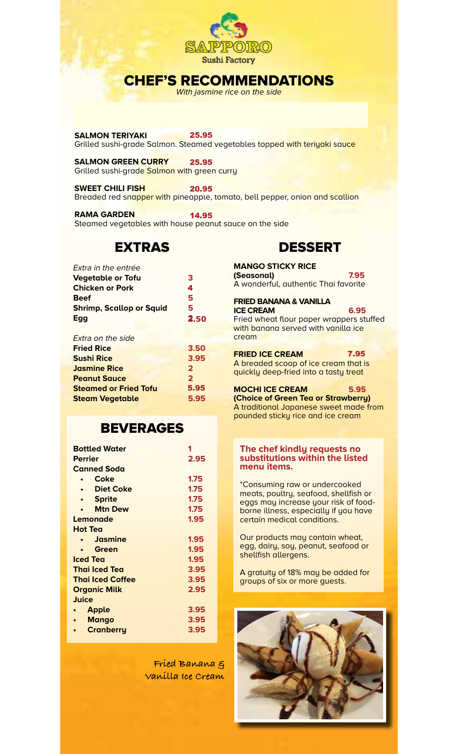SAPPORO

Sushi Factory

# CHEF'S RECOMMENDATIONS

*With jasmine rice on the side*

**SALMON TERIYAKI** 25.95
Grilled sushi-grade Salmon. Steamed vegetables topped with teriyaki sauce

**SALMON GREEN CURRY** 25.95
Grilled sushi-grade Salmon with green curry

**SWEET CHILI FISH** 20.95
Breaded red snapper with pineapple, tomato, bell pepper, onion and scallion

**RAMA GARDEN** 14.95
Steamed vegetables with house peanut sauce on the side

## EXTRAS

*Extra in the entrée*

| | |
|---|---|
| **Vegetable or Tofu** | 3 |
| **Chicken or Pork** | 4 |
| **Beef** | 5 |
| **Shrimp, Scallop or Squid** | 5 |
| **Egg** | 2.50 |

*Extra on the side*

| | |
|---|---|
| **Fried Rice** | 3.50 |
| **Sushi Rice** | 3.95 |
| **Jasmine Rice** | 2 |
| **Peanut Sauce** | 2 |
| **Steamed or Fried Tofu** | 5.95 |
| **Steam Vegetable** | 5.95 |

## BEVERAGES

| | |
|---|---|
| **Bottled Water** | 1 |
| **Perrier** | 2.95 |
| **Canned Soda** | |
| • **Coke** | 1.75 |
| • **Diet Coke** | 1.75 |
| • **Sprite** | 1.75 |
| • **Mtn Dew** | 1.75 |
| **Lemonade** | 1.95 |
| **Hot Tea** | |
| • **Jasmine** | 1.95 |
| • **Green** | 1.95 |
| **Iced Tea** | 1.95 |
| **Thai Iced Tea** | 3.95 |
| **Thai Iced Coffee** | 3.95 |
| **Organic Milk** | 2.95 |
| **Juice** | |
| • **Apple** | 3.95 |
| • **Mango** | 3.95 |
| • **Cranberry** | 3.95 |

## DESSERT

**MANGO STICKY RICE (Seasonal)** 7.95
A wonderful, authentic Thai favorite

**FRIED BANANA & VANILLA ICE CREAM** 6.95
Fried wheat flour paper wrappers stuffed with banana served with vanilla ice cream

**FRIED ICE CREAM** 7.95
A breaded scoop of ice cream that is quickly deep-fried into a tasty treat

**MOCHI ICE CREAM** 5.95
**(Choice of Green Tea or Strawberry)**
A traditional Japanese sweet made from pounded sticky rice and ice cream

**The chef kindly requests no substitutions within the listed menu items.**

*Consuming raw or undercooked meats, poultry, seafood, shellfish or eggs may increase your risk of food-borne illness, especially if you have certain medical conditions.

Our products may contain wheat, egg, dairy, soy, peanut, seafood or shellfish allergens.

A gratuity of 18% may be added for groups of six or more guests.

Fried Banana & Vanilla Ice Cream